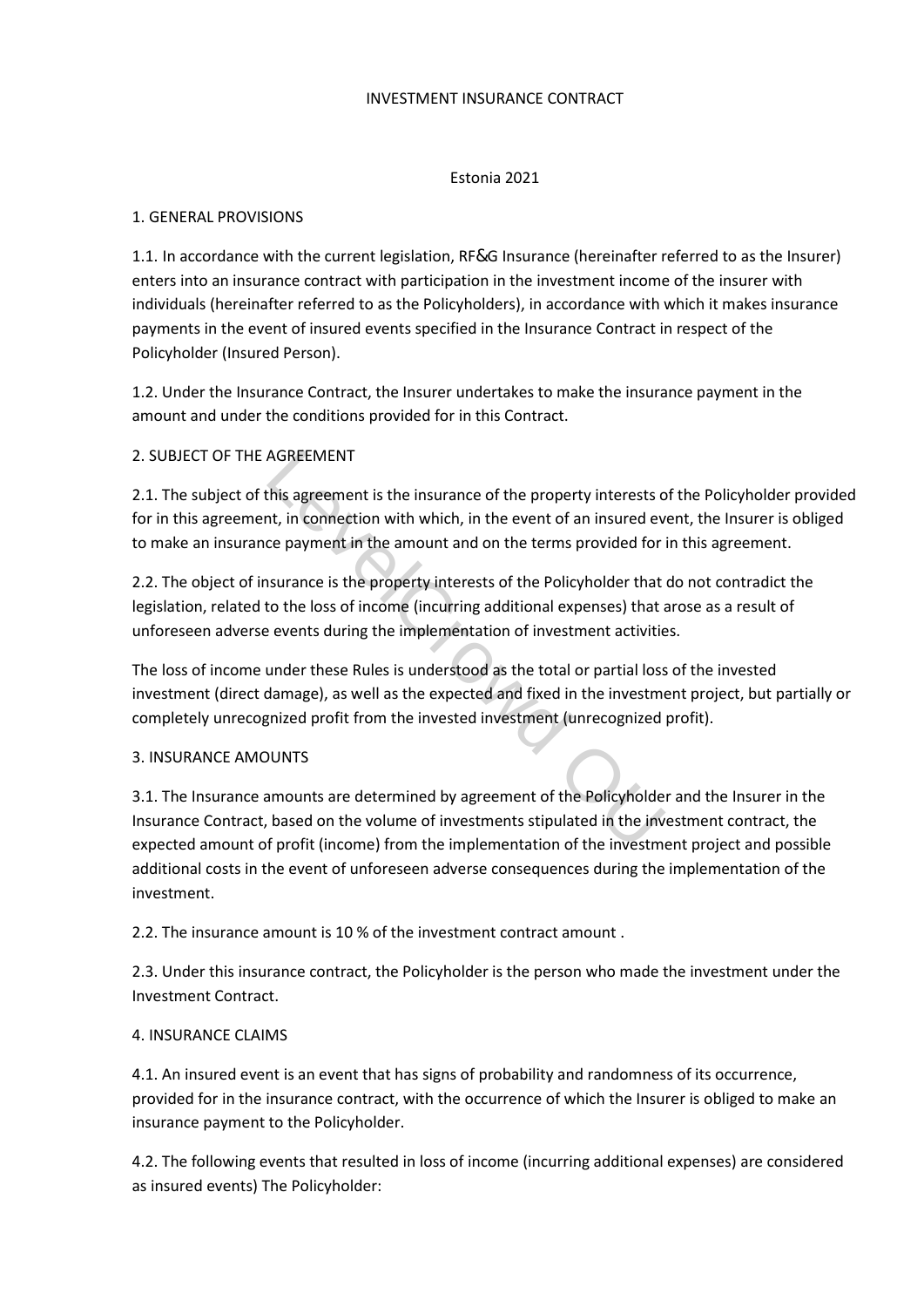INVESTMENT INSURANCE CONTRACT

Estonia 2021

1. GENERAL PROVISIONS

1.1. In accordance with the current legislation, RF&G Insurance (hereinafter referred to as the Insurer) enters into an insurance contract with participation in the investment income of the insurer with individuals (hereinafter referred to as the Policyholders), in accordance with which it makes insurance payments in the event of insured events specified in the Insurance Contract in respect of the Policyholder (Insured Person).

1.2. Under the Insurance Contract, the Insurer undertakes to make the insurance payment in the amount and under the conditions provided for in this Contract.

2. SUBJECT OF THE AGREEMENT

2.1. The subject of this agreement is the insurance of the property interests of the Policyholder provided for in this agreement, in connection with which, in the event of an insured event, the Insurer is obliged to make an insurance payment in the amount and on the terms provided for in this agreement.

2.2. The object of insurance is the property interests of the Policyholder that do not contradict the legislation, related to the loss of income (incurring additional expenses) that arose as a result of unforeseen adverse events during the implementation of investment activities.

The loss of income under these Rules is understood as the total or partial loss of the invested investment (direct damage), as well as the expected and fixed in the investment project, but partially or completely unrecognized profit from the invested investment (unrecognized profit).

3. INSURANCE AMOUNTS

3.1. The Insurance amounts are determined by agreement of the Policyholder and the Insurer in the Insurance Contract, based on the volume of investments stipulated in the investment contract, the expected amount of profit (income) from the implementation of the investment project and possible additional costs in the event of unforeseen adverse consequences during the implementation of the investment.

2.2. The insurance amount is 10 % of the investment contract amount .

2.3. Under this insurance contract, the Policyholder is the person who made the investment under the Investment Contract.

4. INSURANCE CLAIMS

4.1. An insured event is an event that has signs of probability and randomness of its occurrence, provided for in the insurance contract, with the occurrence of which the Insurer is obliged to make an insurance payment to the Policyholder.

4.2. The following events that resulted in loss of income (incurring additional expenses) are considered as insured events) The Policyholder: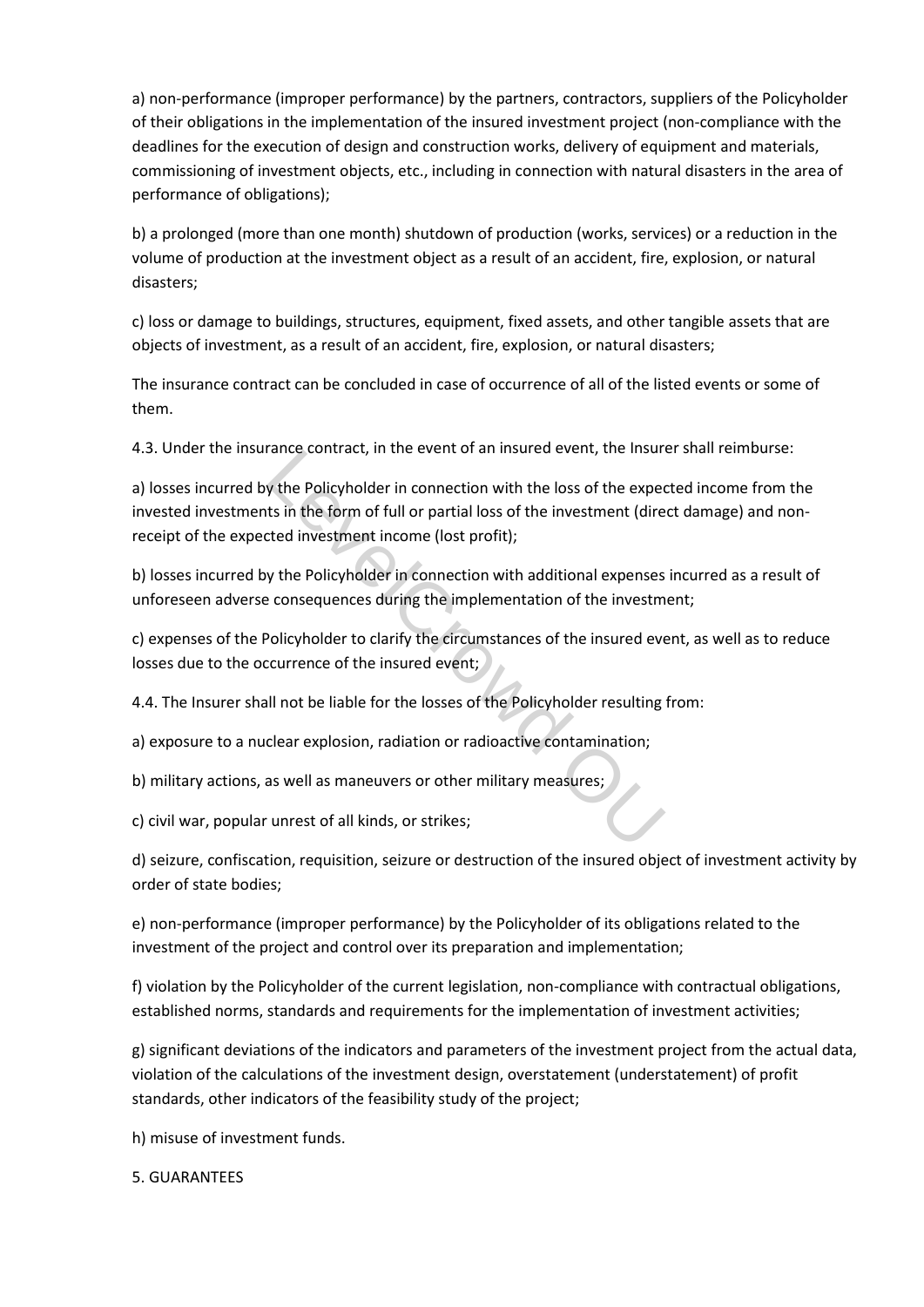a) non-performance (improper performance) by the partners, contractors, suppliers of the Policyholder of their obligations in the implementation of the insured investment project (non-compliance with the deadlines for the execution of design and construction works, delivery of equipment and materials, commissioning of investment objects, etc., including in connection with natural disasters in the area of performance of obligations);

b) a prolonged (more than one month) shutdown of production (works, services) or a reduction in the volume of production at the investment object as a result of an accident, fire, explosion, or natural disasters;

c) loss or damage to buildings, structures, equipment, fixed assets, and other tangible assets that are objects of investment, as a result of an accident, fire, explosion, or natural disasters;

The insurance contract can be concluded in case of occurrence of all of the listed events or some of them.

4.3. Under the insurance contract, in the event of an insured event, the Insurer shall reimburse:

a) losses incurred by the Policyholder in connection with the loss of the expected income from the invested investments in the form of full or partial loss of the investment (direct damage) and non-receipt of the expected investment income (lost profit);

b) losses incurred by the Policyholder in connection with additional expenses incurred as a result of unforeseen adverse consequences during the implementation of the investment;

c) expenses of the Policyholder to clarify the circumstances of the insured event, as well as to reduce losses due to the occurrence of the insured event;

4.4. The Insurer shall not be liable for the losses of the Policyholder resulting from:

a) exposure to a nuclear explosion, radiation or radioactive contamination;

b) military actions, as well as maneuvers or other military measures;

c) civil war, popular unrest of all kinds, or strikes;

d) seizure, confiscation, requisition, seizure or destruction of the insured object of investment activity by order of state bodies;

e) non-performance (improper performance) by the Policyholder of its obligations related to the investment of the project and control over its preparation and implementation;

f) violation by the Policyholder of the current legislation, non-compliance with contractual obligations, established norms, standards and requirements for the implementation of investment activities;

g) significant deviations of the indicators and parameters of the investment project from the actual data, violation of the calculations of the investment design, overstatement (understatement) of profit standards, other indicators of the feasibility study of the project;

h) misuse of investment funds.

5. GUARANTEES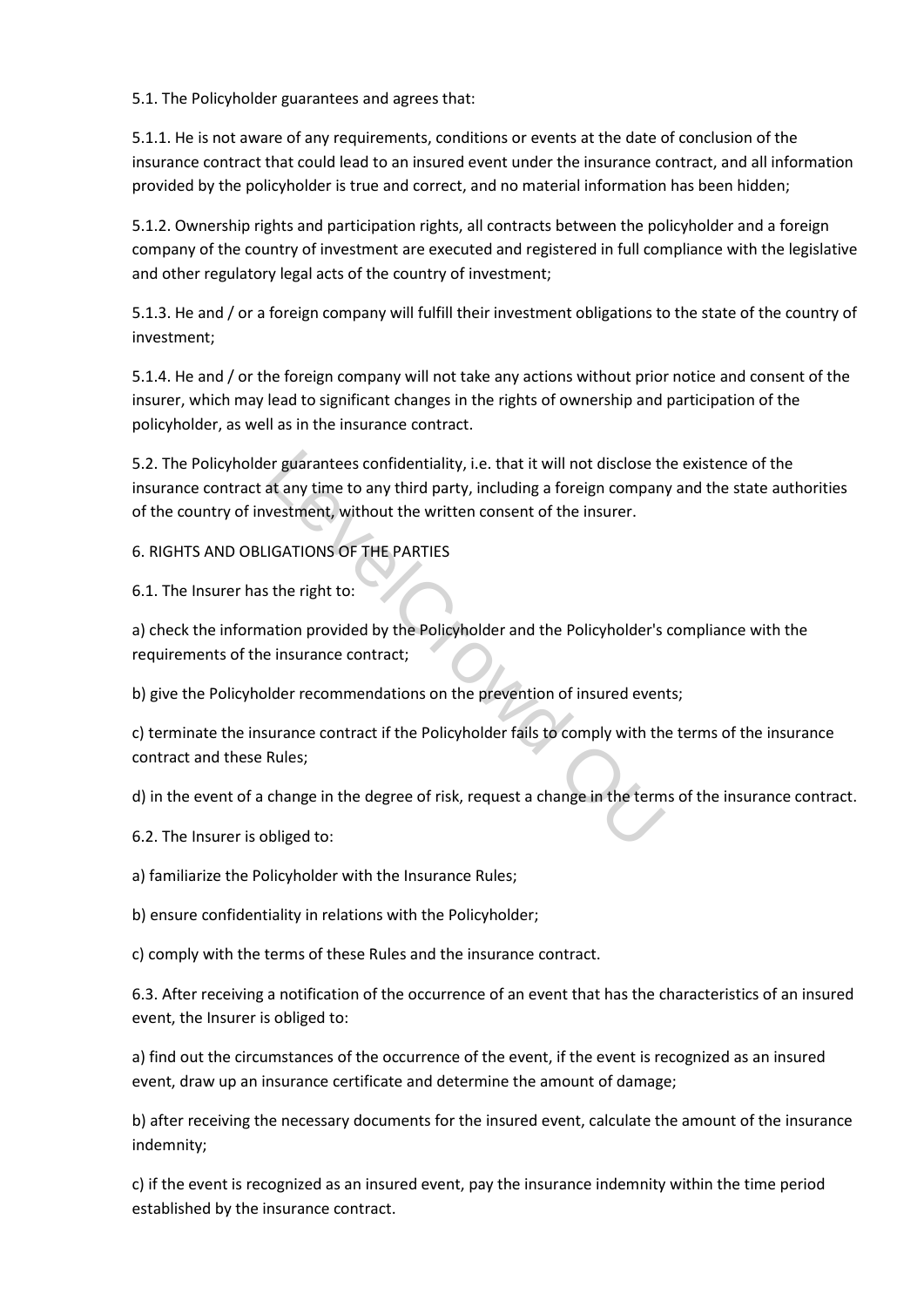5.1. The Policyholder guarantees and agrees that:

5.1.1. He is not aware of any requirements, conditions or events at the date of conclusion of the insurance contract that could lead to an insured event under the insurance contract, and all information provided by the policyholder is true and correct, and no material information has been hidden;

5.1.2. Ownership rights and participation rights, all contracts between the policyholder and a foreign company of the country of investment are executed and registered in full compliance with the legislative and other regulatory legal acts of the country of investment;

5.1.3. He and / or a foreign company will fulfill their investment obligations to the state of the country of investment;

5.1.4. He and / or the foreign company will not take any actions without prior notice and consent of the insurer, which may lead to significant changes in the rights of ownership and participation of the policyholder, as well as in the insurance contract.

5.2. The Policyholder guarantees confidentiality, i.e. that it will not disclose the existence of the insurance contract at any time to any third party, including a foreign company and the state authorities of the country of investment, without the written consent of the insurer.

## 6. RIGHTS AND OBLIGATIONS OF THE PARTIES

6.1. The Insurer has the right to:

a) check the information provided by the Policyholder and the Policyholder's compliance with the requirements of the insurance contract;

b) give the Policyholder recommendations on the prevention of insured events;

c) terminate the insurance contract if the Policyholder fails to comply with the terms of the insurance contract and these Rules;

d) in the event of a change in the degree of risk, request a change in the terms of the insurance contract.

6.2. The Insurer is obliged to:

a) familiarize the Policyholder with the Insurance Rules;

b) ensure confidentiality in relations with the Policyholder;

c) comply with the terms of these Rules and the insurance contract.

6.3. After receiving a notification of the occurrence of an event that has the characteristics of an insured event, the Insurer is obliged to:

a) find out the circumstances of the occurrence of the event, if the event is recognized as an insured event, draw up an insurance certificate and determine the amount of damage;

b) after receiving the necessary documents for the insured event, calculate the amount of the insurance indemnity;

c) if the event is recognized as an insured event, pay the insurance indemnity within the time period established by the insurance contract.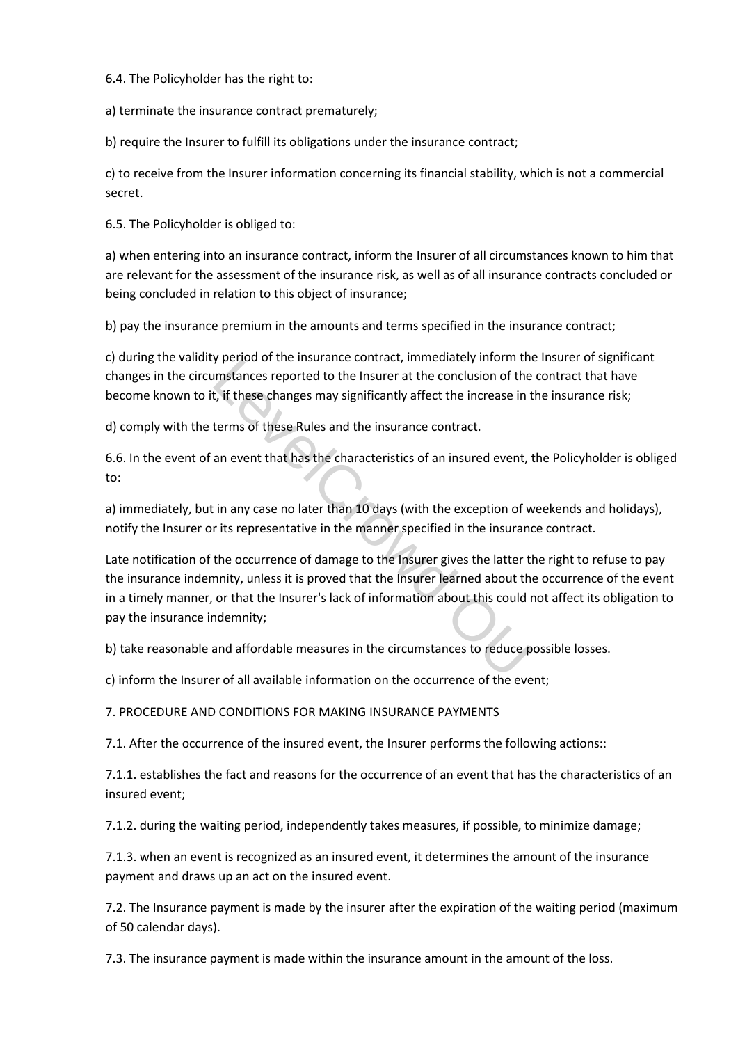6.4. The Policyholder has the right to:

a) terminate the insurance contract prematurely;

b) require the Insurer to fulfill its obligations under the insurance contract;

c) to receive from the Insurer information concerning its financial stability, which is not a commercial secret.

6.5. The Policyholder is obliged to:

a) when entering into an insurance contract, inform the Insurer of all circumstances known to him that are relevant for the assessment of the insurance risk, as well as of all insurance contracts concluded or being concluded in relation to this object of insurance;

b) pay the insurance premium in the amounts and terms specified in the insurance contract;

c) during the validity period of the insurance contract, immediately inform the Insurer of significant changes in the circumstances reported to the Insurer at the conclusion of the contract that have become known to it, if these changes may significantly affect the increase in the insurance risk;

d) comply with the terms of these Rules and the insurance contract.

6.6. In the event of an event that has the characteristics of an insured event, the Policyholder is obliged to:

a) immediately, but in any case no later than 10 days (with the exception of weekends and holidays), notify the Insurer or its representative in the manner specified in the insurance contract.

Late notification of the occurrence of damage to the Insurer gives the latter the right to refuse to pay the insurance indemnity, unless it is proved that the Insurer learned about the occurrence of the event in a timely manner, or that the Insurer's lack of information about this could not affect its obligation to pay the insurance indemnity;

b) take reasonable and affordable measures in the circumstances to reduce possible losses.

c) inform the Insurer of all available information on the occurrence of the event;

7. PROCEDURE AND CONDITIONS FOR MAKING INSURANCE PAYMENTS

7.1. After the occurrence of the insured event, the Insurer performs the following actions::

7.1.1. establishes the fact and reasons for the occurrence of an event that has the characteristics of an insured event;

7.1.2. during the waiting period, independently takes measures, if possible, to minimize damage;

7.1.3. when an event is recognized as an insured event, it determines the amount of the insurance payment and draws up an act on the insured event.

7.2. The Insurance payment is made by the insurer after the expiration of the waiting period (maximum of 50 calendar days).

7.3. The insurance payment is made within the insurance amount in the amount of the loss.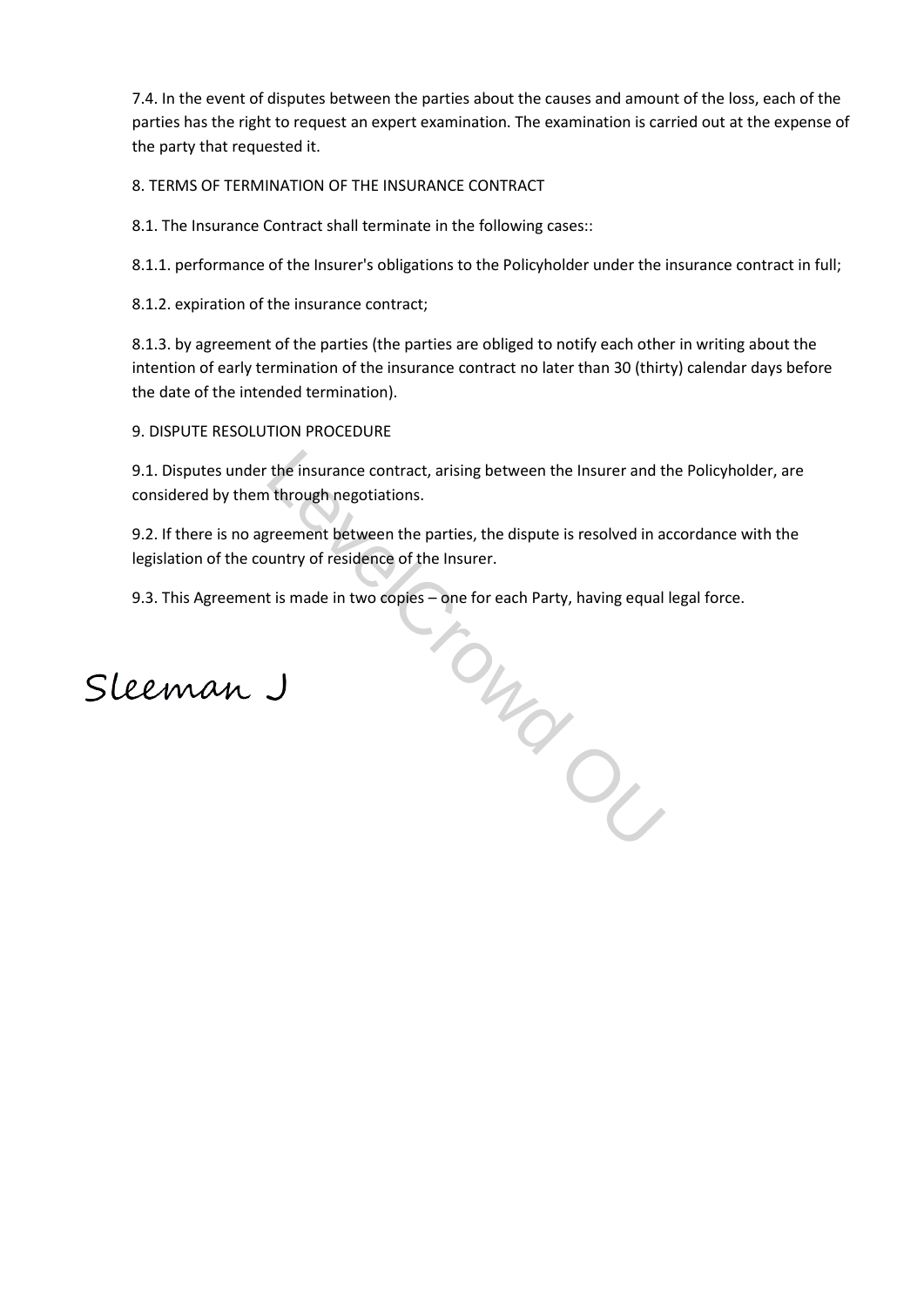7.4. In the event of disputes between the parties about the causes and amount of the loss, each of the parties has the right to request an expert examination. The examination is carried out at the expense of the party that requested it.

8. TERMS OF TERMINATION OF THE INSURANCE CONTRACT

8.1. The Insurance Contract shall terminate in the following cases::

8.1.1. performance of the Insurer's obligations to the Policyholder under the insurance contract in full;

8.1.2. expiration of the insurance contract;

8.1.3. by agreement of the parties (the parties are obliged to notify each other in writing about the intention of early termination of the insurance contract no later than 30 (thirty) calendar days before the date of the intended termination).

9. DISPUTE RESOLUTION PROCEDURE

9.1. Disputes under the insurance contract, arising between the Insurer and the Policyholder, are considered by them through negotiations.

9.2. If there is no agreement between the parties, the dispute is resolved in accordance with the legislation of the country of residence of the Insurer.

9.3. This Agreement is made in two copies – one for each Party, having equal legal force.

Sleeman J